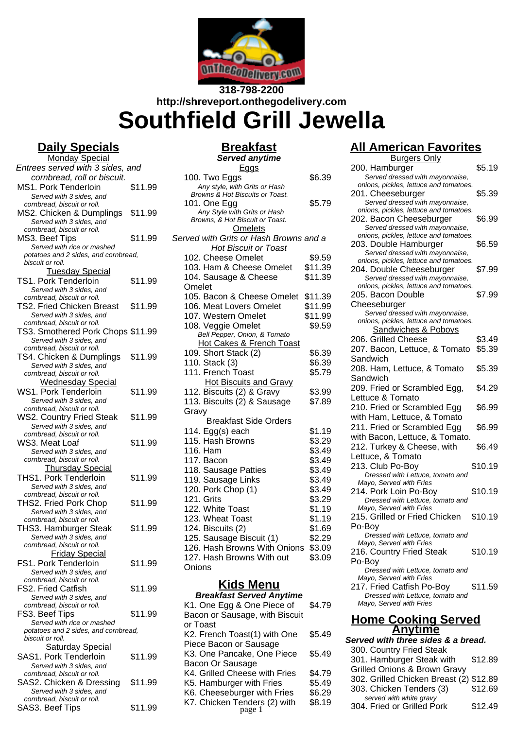318-798-2200

http://shreveport.onthegodelivery.com

# Southfield Grill Jewella

## Daily Specials

### Monday Special

*Entrees served with 3 sides, and cornbread, roll or biscuit.*

| Item | Price |
|---|---|
| MS1. Pork Tenderloin<br>*Served with 3 sides, and cornbread, biscuit or roll.* | $11.99 |
| MS2. Chicken & Dumplings<br>*Served with 3 sides, and cornbread, biscuit or roll.* | $11.99 |
| MS3. Beef Tips<br>*Served with rice or mashed potatoes and 2 sides, and cornbread, biscuit or roll.* | $11.99 |

### Tuesday Special

| Item | Price |
|---|---|
| TS1. Pork Tenderloin<br>*Served with 3 sides, and cornbread, biscuit or roll.* | $11.99 |
| TS2. Fried Chicken Breast<br>*Served with 3 sides, and cornbread, biscuit or roll.* | $11.99 |
| TS3. Smothered Pork Chops<br>*Served with 3 sides, and cornbread, biscuit or roll.* | $11.99 |
| TS4. Chicken & Dumplings<br>*Served with 3 sides, and cornbread, biscuit or roll.* | $11.99 |

### Wednesday Special

| Item | Price |
|---|---|
| WS1. Pork Tenderloin<br>*Served with 3 sides, and cornbread, biscuit or roll.* | $11.99 |
| WS2. Country Fried Steak<br>*Served with 3 sides, and cornbread, biscuit or roll.* | $11.99 |
| WS3. Meat Loaf<br>*Served with 3 sides, and cornbread, biscuit or roll.* | $11.99 |

### Thursday Special

| Item | Price |
|---|---|
| THS1. Pork Tenderloin<br>*Served with 3 sides, and cornbread, biscuit or roll.* | $11.99 |
| THS2. Fried Pork Chop<br>*Served with 3 sides, and cornbread, biscuit or roll.* | $11.99 |
| THS3. Hamburger Steak<br>*Served with 3 sides, and cornbread, biscuit or roll.* | $11.99 |

### Friday Special

| Item | Price |
|---|---|
| FS1. Pork Tenderloin<br>*Served with 3 sides, and cornbread, biscuit or roll.* | $11.99 |
| FS2. Fried Catfish<br>*Served with 3 sides, and cornbread, biscuit or roll.* | $11.99 |
| FS3. Beef Tips<br>*Served with rice or mashed potatoes and 2 sides, and cornbread, biscuit or roll.* | $11.99 |

### Saturday Special

| Item | Price |
|---|---|
| SAS1. Pork Tenderloin<br>*Served with 3 sides, and cornbread, biscuit or roll.* | $11.99 |
| SAS2. Chicken & Dressing<br>*Served with 3 sides, and cornbread, biscuit or roll.* | $11.99 |
| SAS3. Beef Tips | $11.99 |

## Breakfast

***Served anytime***

### Eggs

| Item | Price |
|---|---|
| 100. Two Eggs<br>*Any style, with Grits or Hash Browns & Hot Biscuits or Toast.* | $6.39 |
| 101. One Egg<br>*Any Style with Grits or Hash Browns, & Hot Biscuit or Toast.* | $5.79 |

### Omelets

Served with Grits or Hash Browns and a Hot Biscuit or Toast

| Item | Price |
|---|---|
| 102. Cheese Omelet | $9.59 |
| 103. Ham & Cheese Omelet | $11.39 |
| 104. Sausage & Cheese Omelet | $11.39 |
| 105. Bacon & Cheese Omelet | $11.39 |
| 106. Meat Lovers Omelet | $11.99 |
| 107. Western Omelet | $11.99 |
| 108. Veggie Omelet<br>*Bell Pepper, Onion, & Tomato* | $9.59 |

### Hot Cakes & French Toast

| Item | Price |
|---|---|
| 109. Short Stack (2) | $6.39 |
| 110. Stack (3) | $6.39 |
| 111. French Toast | $5.79 |

### Hot Biscuits and Gravy

| Item | Price |
|---|---|
| 112. Biscuits (2) & Gravy | $3.99 |
| 113. Biscuits (2) & Sausage Gravy | $7.89 |

### Breakfast Side Orders

| Item | Price |
|---|---|
| 114. Egg(s) each | $1.19 |
| 115. Hash Browns | $3.29 |
| 116. Ham | $3.49 |
| 117. Bacon | $3.49 |
| 118. Sausage Patties | $3.49 |
| 119. Sausage Links | $3.49 |
| 120. Pork Chop (1) | $3.49 |
| 121. Grits | $3.29 |
| 122. White Toast | $1.19 |
| 123. Wheat Toast | $1.19 |
| 124. Biscuits (2) | $1.69 |
| 125. Sausage Biscuit (1) | $2.29 |
| 126. Hash Browns With Onions | $3.09 |
| 127. Hash Browns With out Onions | $3.09 |

## Kids Menu

***Breakfast Served Anytime***

| Item | Price |
|---|---|
| K1. One Egg & One Piece of Bacon or Sausage, with Biscuit or Toast | $4.79 |
| K2. French Toast(1) with One Piece Bacon or Sausage | $5.49 |
| K3. One Pancake, One Piece Bacon Or Sausage | $5.49 |
| K4. Grilled Cheese with Fries | $4.79 |
| K5. Hamburger with Fries | $5.49 |
| K6. Cheeseburger with Fries | $6.29 |
| K7. Chicken Tenders (2) with | $8.19 |

## All American Favorites

### Burgers Only

| Item | Price |
|---|---|
| 200. Hamburger<br>*Served dressed with mayonnaise, onions, pickles, lettuce and tomatoes.* | $5.19 |
| 201. Cheeseburger<br>*Served dressed with mayonnaise, onions, pickles, lettuce and tomatoes.* | $5.39 |
| 202. Bacon Cheeseburger<br>*Served dressed with mayonnaise, onions, pickles, lettuce and tomatoes.* | $6.99 |
| 203. Double Hamburger<br>*Served dressed with mayonnaise, onions, pickles, lettuce and tomatoes.* | $6.59 |
| 204. Double Cheeseburger<br>*Served dressed with mayonnaise, onions, pickles, lettuce and tomatoes.* | $7.99 |
| 205. Bacon Double Cheeseburger<br>*Served dressed with mayonnaise, onions, pickles, lettuce and tomatoes.* | $7.99 |

### Sandwiches & Poboys

| Item | Price |
|---|---|
| 206. Grilled Cheese | $3.49 |
| 207. Bacon, Lettuce, & Tomato Sandwich | $5.39 |
| 208. Ham, Lettuce, & Tomato Sandwich | $5.39 |
| 209. Fried or Scrambled Egg, Lettuce & Tomato | $4.29 |
| 210. Fried or Scrambled Egg with Ham, Lettuce, & Tomato | $6.99 |
| 211. Fried or Scrambled Egg with Bacon, Lettuce, & Tomato. | $6.99 |
| 212. Turkey & Cheese, with Lettuce, & Tomato | $6.49 |
| 213. Club Po-Boy<br>*Dressed with Lettuce, tomato and Mayo, Served with Fries* | $10.19 |
| 214. Pork Loin Po-Boy<br>*Dressed with Lettuce, tomato and Mayo, Served with Fries* | $10.19 |
| 215. Grilled or Fried Chicken Po-Boy<br>*Dressed with Lettuce, tomato and Mayo, Served with Fries* | $10.19 |
| 216. Country Fried Steak Po-Boy<br>*Dressed with Lettuce, tomato and Mayo, Served with Fries* | $10.19 |
| 217. Fried Catfish Po-Boy<br>*Dressed with Lettuce, tomato and Mayo, Served with Fries* | $11.59 |

## Home Cooking Served Anytime

***Served with three sides & a bread.***

| Item | Price |
|---|---|
| 300. Country Fried Steak | |
| 301. Hamburger Steak with Grilled Onions & Brown Gravy | $12.89 |
| 302. Grilled Chicken Breast (2) | $12.89 |
| 303. Chicken Tenders (3)<br>*served with white gravy* | $12.69 |
| 304. Fried or Grilled Pork | $12.49 |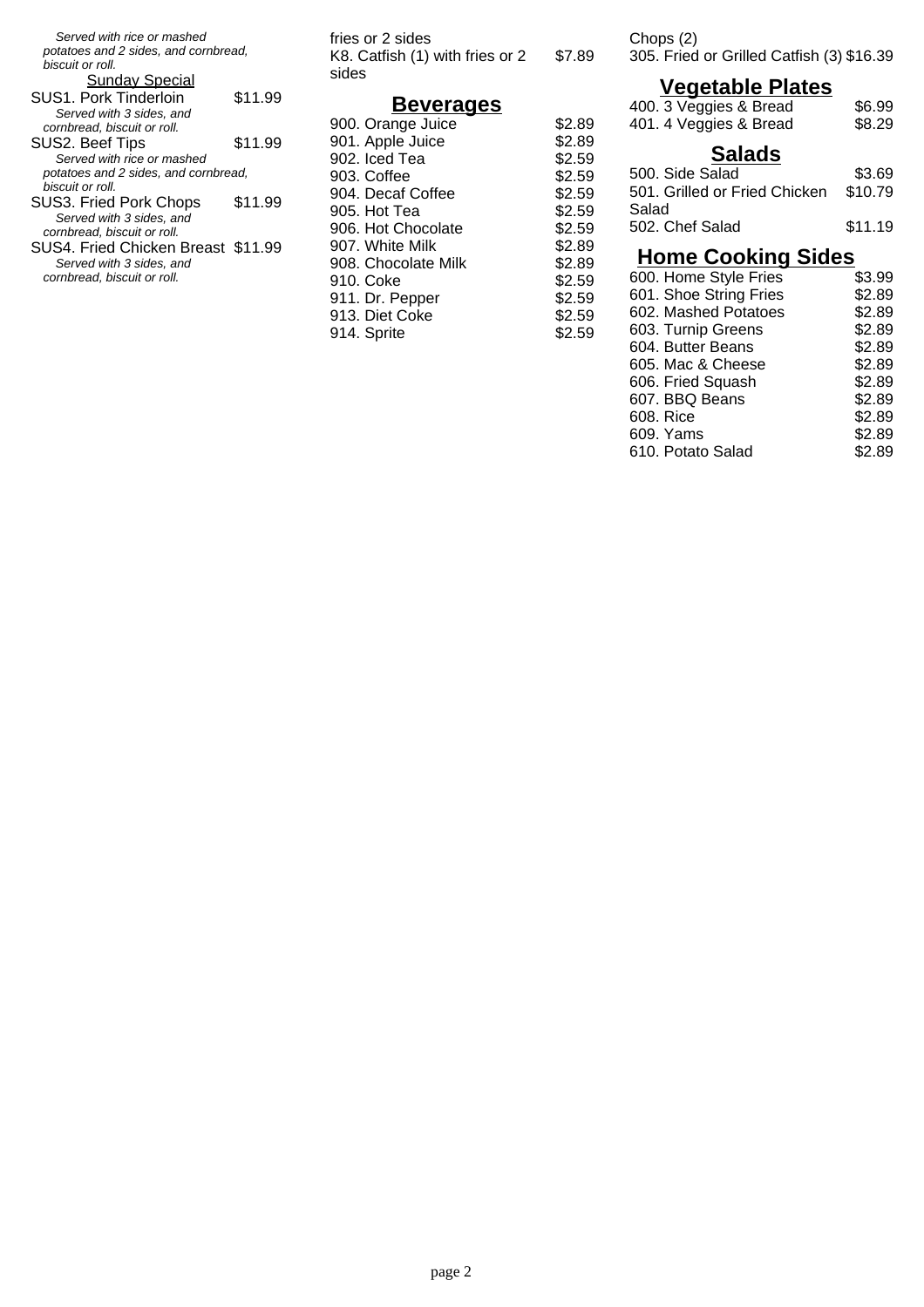*Served with rice or mashed potatoes and 2 sides, and cornbread, biscuit or roll.*

### Sunday Special

SUS1. Pork Tinderloin $11.99
*Served with 3 sides, and cornbread, biscuit or roll.*

SUS2. Beef Tips $11.99
*Served with rice or mashed potatoes and 2 sides, and cornbread, biscuit or roll.*

SUS3. Fried Pork Chops $11.99
*Served with 3 sides, and cornbread, biscuit or roll.*

SUS4. Fried Chicken Breast $11.99
*Served with 3 sides, and cornbread, biscuit or roll.*

fries or 2 sides

K8. Catfish (1) with fries or 2 sides $7.89

## Beverages

| | |
|---|---|
| 900. Orange Juice | $2.89 |
| 901. Apple Juice | $2.89 |
| 902. Iced Tea | $2.59 |
| 903. Coffee | $2.59 |
| 904. Decaf Coffee | $2.59 |
| 905. Hot Tea | $2.59 |
| 906. Hot Chocolate | $2.59 |
| 907. White Milk | $2.89 |
| 908. Chocolate Milk | $2.89 |
| 910. Coke | $2.59 |
| 911. Dr. Pepper | $2.59 |
| 913. Diet Coke | $2.59 |
| 914. Sprite | $2.59 |

Chops (2)

305. Fried or Grilled Catfish (3) $16.39

## Vegetable Plates

| | |
|---|---|
| 400. 3 Veggies & Bread | $6.99 |
| 401. 4 Veggies & Bread | $8.29 |

## Salads

| | |
|---|---|
| 500. Side Salad | $3.69 |
| 501. Grilled or Fried Chicken Salad | $10.79 |
| 502. Chef Salad | $11.19 |

## Home Cooking Sides

| | |
|---|---|
| 600. Home Style Fries | $3.99 |
| 601. Shoe String Fries | $2.89 |
| 602. Mashed Potatoes | $2.89 |
| 603. Turnip Greens | $2.89 |
| 604. Butter Beans | $2.89 |
| 605. Mac & Cheese | $2.89 |
| 606. Fried Squash | $2.89 |
| 607. BBQ Beans | $2.89 |
| 608. Rice | $2.89 |
| 609. Yams | $2.89 |
| 610. Potato Salad | $2.89 |